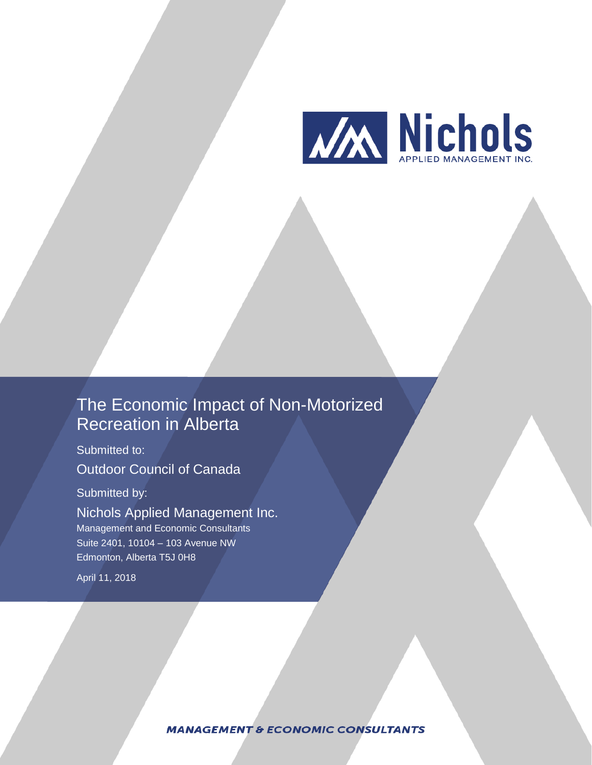Nichols
APPLIED MANAGEMENT INC.

# The Economic Impact of Non-Motorized Recreation in Alberta

Submitted to:

Outdoor Council of Canada

Submitted by:

Nichols Applied Management Inc.

Management and Economic Consultants
Suite 2401, 10104 – 103 Avenue NW
Edmonton, Alberta T5J 0H8

April 11, 2018

**MANAGEMENT & ECONOMIC CONSULTANTS**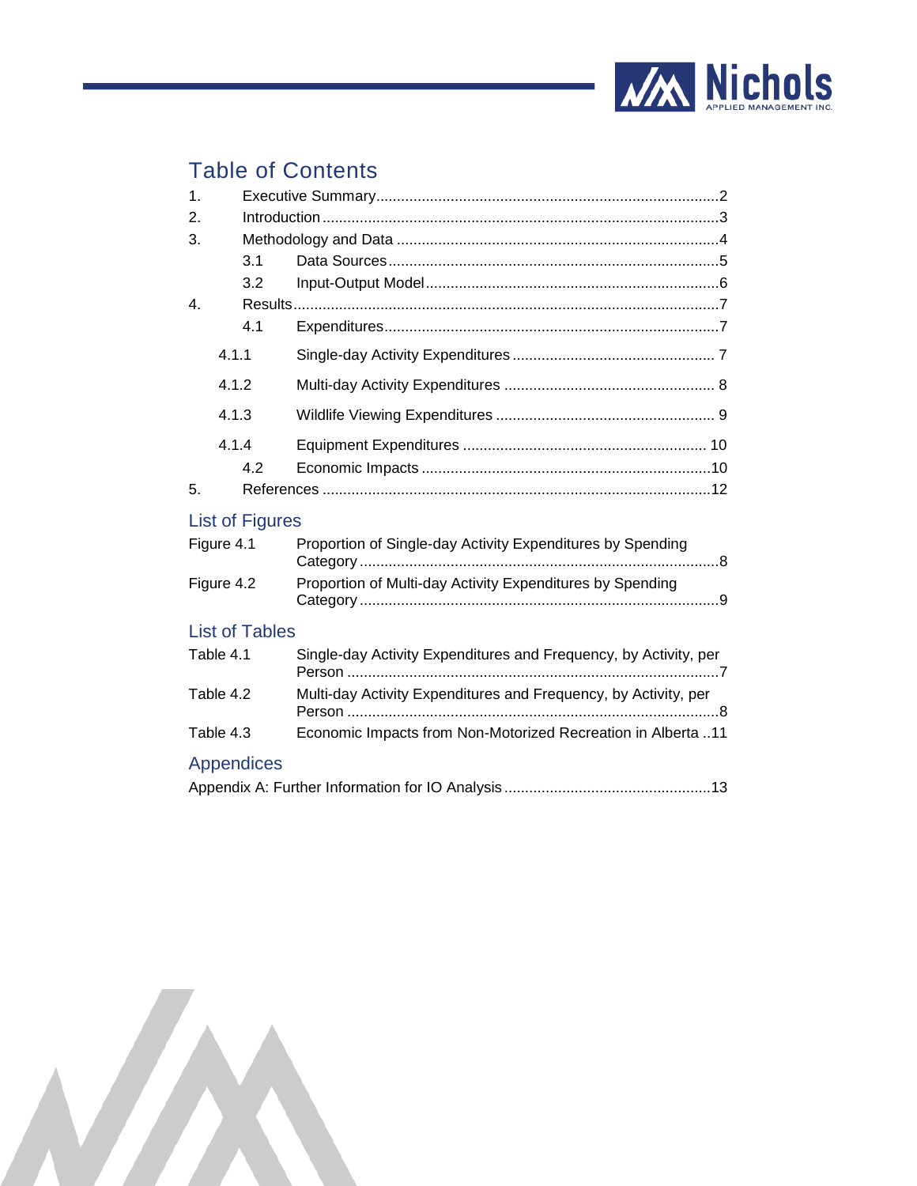# Table of Contents

1. Executive Summary ..................................................................................2
2. Introduction ..........................................................................................3
3. Methodology and Data ..........................................................................4
   - 3.1 Data Sources ...................................................................................5
   - 3.2 Input-Output Model ........................................................................6
4. Results ..................................................................................................7
   - 4.1 Expenditures ...................................................................................7
     - 4.1.1 Single-day Activity Expenditures ................................................ 7
     - 4.1.2 Multi-day Activity Expenditures .................................................. 8
     - 4.1.3 Wildlife Viewing Expenditures .................................................... 9
     - 4.1.4 Equipment Expenditures .......................................................... 10
   - 4.2 Economic Impacts ..........................................................................10
5. References ..........................................................................................12

## List of Figures

| | | |
|---|---|---|
| Figure 4.1 | Proportion of Single-day Activity Expenditures by Spending Category | 8 |
| Figure 4.2 | Proportion of Multi-day Activity Expenditures by Spending Category | 9 |

## List of Tables

| | | |
|---|---|---|
| Table 4.1 | Single-day Activity Expenditures and Frequency, by Activity, per Person | 7 |
| Table 4.2 | Multi-day Activity Expenditures and Frequency, by Activity, per Person | 8 |
| Table 4.3 | Economic Impacts from Non-Motorized Recreation in Alberta | 11 |

## Appendices

Appendix A: Further Information for IO Analysis .................................................13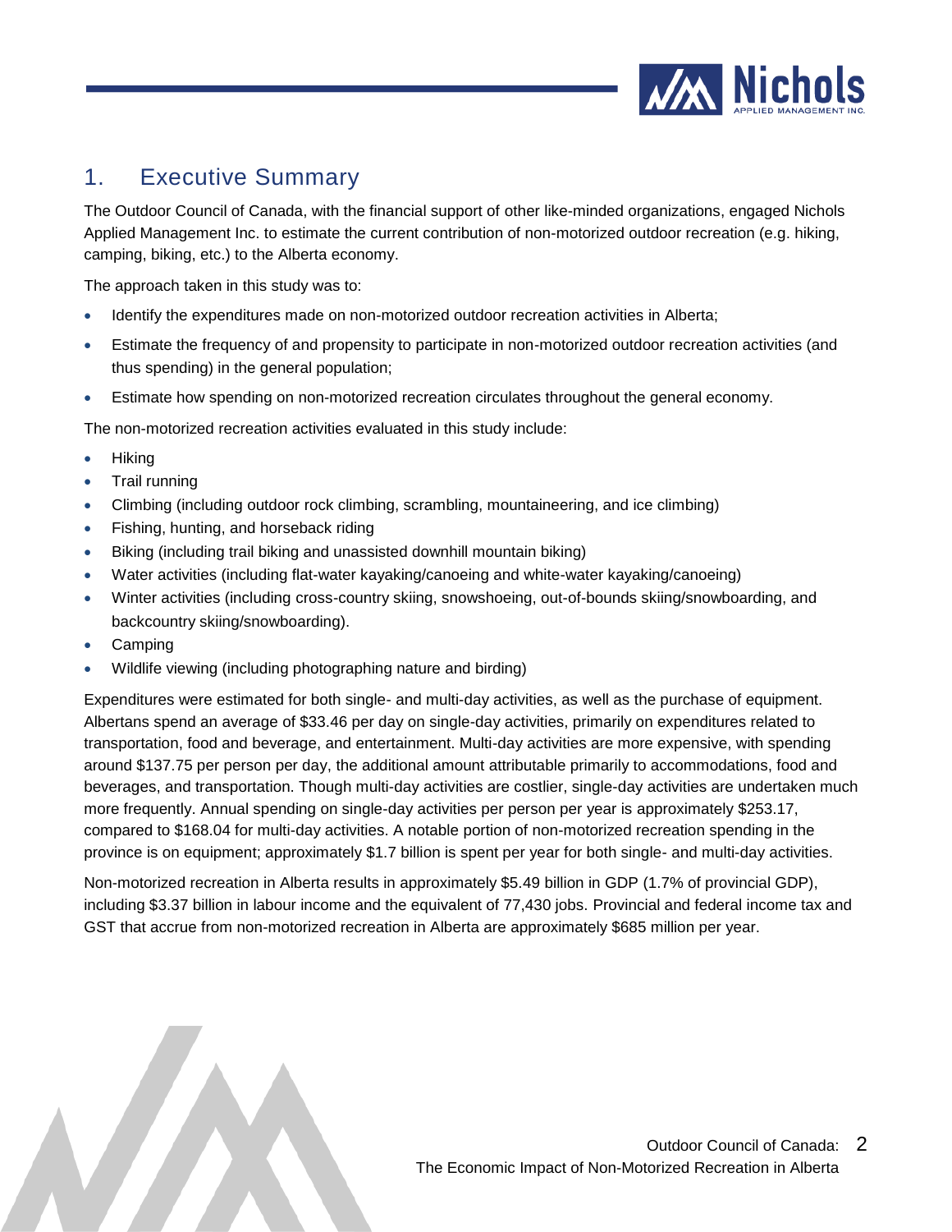# 1. Executive Summary

The Outdoor Council of Canada, with the financial support of other like-minded organizations, engaged Nichols Applied Management Inc. to estimate the current contribution of non-motorized outdoor recreation (e.g. hiking, camping, biking, etc.) to the Alberta economy.

The approach taken in this study was to:

- Identify the expenditures made on non-motorized outdoor recreation activities in Alberta;
- Estimate the frequency of and propensity to participate in non-motorized outdoor recreation activities (and thus spending) in the general population;
- Estimate how spending on non-motorized recreation circulates throughout the general economy.

The non-motorized recreation activities evaluated in this study include:

- Hiking
- Trail running
- Climbing (including outdoor rock climbing, scrambling, mountaineering, and ice climbing)
- Fishing, hunting, and horseback riding
- Biking (including trail biking and unassisted downhill mountain biking)
- Water activities (including flat-water kayaking/canoeing and white-water kayaking/canoeing)
- Winter activities (including cross-country skiing, snowshoeing, out-of-bounds skiing/snowboarding, and backcountry skiing/snowboarding).
- Camping
- Wildlife viewing (including photographing nature and birding)

Expenditures were estimated for both single- and multi-day activities, as well as the purchase of equipment. Albertans spend an average of $33.46 per day on single-day activities, primarily on expenditures related to transportation, food and beverage, and entertainment. Multi-day activities are more expensive, with spending around $137.75 per person per day, the additional amount attributable primarily to accommodations, food and beverages, and transportation. Though multi-day activities are costlier, single-day activities are undertaken much more frequently. Annual spending on single-day activities per person per year is approximately $253.17, compared to $168.04 for multi-day activities. A notable portion of non-motorized recreation spending in the province is on equipment; approximately $1.7 billion is spent per year for both single- and multi-day activities.

Non-motorized recreation in Alberta results in approximately $5.49 billion in GDP (1.7% of provincial GDP), including $3.37 billion in labour income and the equivalent of 77,430 jobs. Provincial and federal income tax and GST that accrue from non-motorized recreation in Alberta are approximately $685 million per year.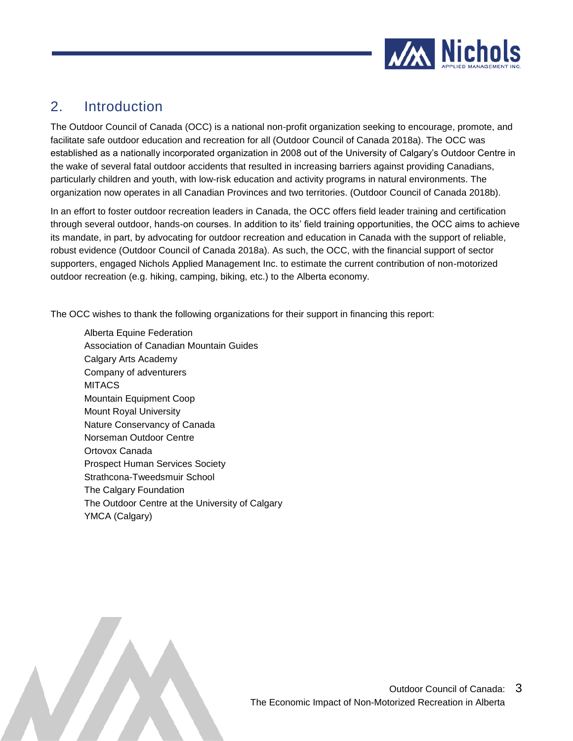## 2. Introduction

The Outdoor Council of Canada (OCC) is a national non-profit organization seeking to encourage, promote, and facilitate safe outdoor education and recreation for all (Outdoor Council of Canada 2018a). The OCC was established as a nationally incorporated organization in 2008 out of the University of Calgary's Outdoor Centre in the wake of several fatal outdoor accidents that resulted in increasing barriers against providing Canadians, particularly children and youth, with low-risk education and activity programs in natural environments. The organization now operates in all Canadian Provinces and two territories. (Outdoor Council of Canada 2018b).

In an effort to foster outdoor recreation leaders in Canada, the OCC offers field leader training and certification through several outdoor, hands-on courses. In addition to its' field training opportunities, the OCC aims to achieve its mandate, in part, by advocating for outdoor recreation and education in Canada with the support of reliable, robust evidence (Outdoor Council of Canada 2018a). As such, the OCC, with the financial support of sector supporters, engaged Nichols Applied Management Inc. to estimate the current contribution of non-motorized outdoor recreation (e.g. hiking, camping, biking, etc.) to the Alberta economy.

The OCC wishes to thank the following organizations for their support in financing this report:

- Alberta Equine Federation
- Association of Canadian Mountain Guides
- Calgary Arts Academy
- Company of adventurers
- MITACS
- Mountain Equipment Coop
- Mount Royal University
- Nature Conservancy of Canada
- Norseman Outdoor Centre
- Ortovox Canada
- Prospect Human Services Society
- Strathcona-Tweedsmuir School
- The Calgary Foundation
- The Outdoor Centre at the University of Calgary
- YMCA (Calgary)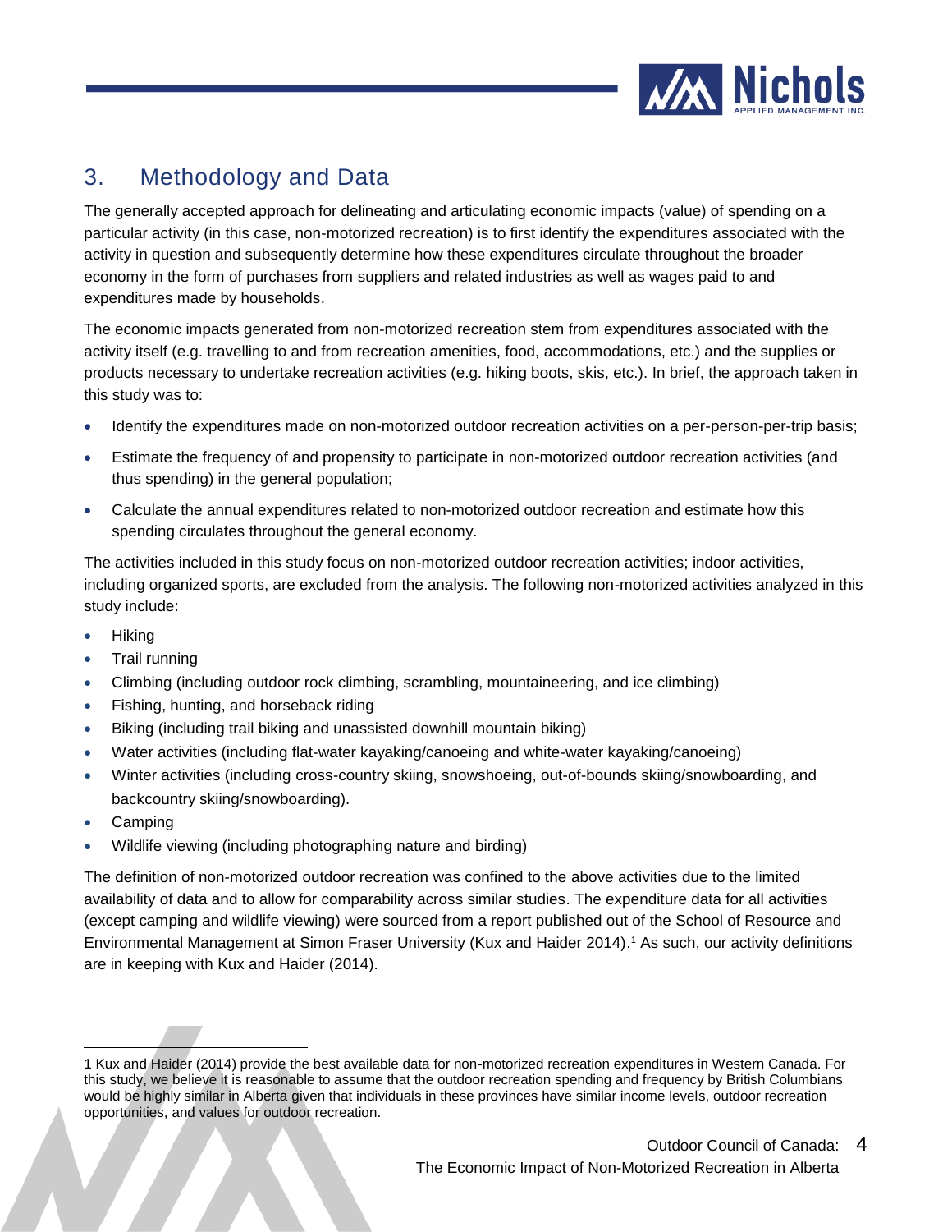## 3. Methodology and Data

The generally accepted approach for delineating and articulating economic impacts (value) of spending on a particular activity (in this case, non-motorized recreation) is to first identify the expenditures associated with the activity in question and subsequently determine how these expenditures circulate throughout the broader economy in the form of purchases from suppliers and related industries as well as wages paid to and expenditures made by households.

The economic impacts generated from non-motorized recreation stem from expenditures associated with the activity itself (e.g. travelling to and from recreation amenities, food, accommodations, etc.) and the supplies or products necessary to undertake recreation activities (e.g. hiking boots, skis, etc.). In brief, the approach taken in this study was to:

- Identify the expenditures made on non-motorized outdoor recreation activities on a per-person-per-trip basis;
- Estimate the frequency of and propensity to participate in non-motorized outdoor recreation activities (and thus spending) in the general population;
- Calculate the annual expenditures related to non-motorized outdoor recreation and estimate how this spending circulates throughout the general economy.

The activities included in this study focus on non-motorized outdoor recreation activities; indoor activities, including organized sports, are excluded from the analysis. The following non-motorized activities analyzed in this study include:

- Hiking
- Trail running
- Climbing (including outdoor rock climbing, scrambling, mountaineering, and ice climbing)
- Fishing, hunting, and horseback riding
- Biking (including trail biking and unassisted downhill mountain biking)
- Water activities (including flat-water kayaking/canoeing and white-water kayaking/canoeing)
- Winter activities (including cross-country skiing, snowshoeing, out-of-bounds skiing/snowboarding, and backcountry skiing/snowboarding).
- Camping
- Wildlife viewing (including photographing nature and birding)

The definition of non-motorized outdoor recreation was confined to the above activities due to the limited availability of data and to allow for comparability across similar studies. The expenditure data for all activities (except camping and wildlife viewing) were sourced from a report published out of the School of Resource and Environmental Management at Simon Fraser University (Kux and Haider 2014).[1] As such, our activity definitions are in keeping with Kux and Haider (2014).

---

1 Kux and Haider (2014) provide the best available data for non-motorized recreation expenditures in Western Canada. For this study, we believe it is reasonable to assume that the outdoor recreation spending and frequency by British Columbians would be highly similar in Alberta given that individuals in these provinces have similar income levels, outdoor recreation opportunities, and values for outdoor recreation.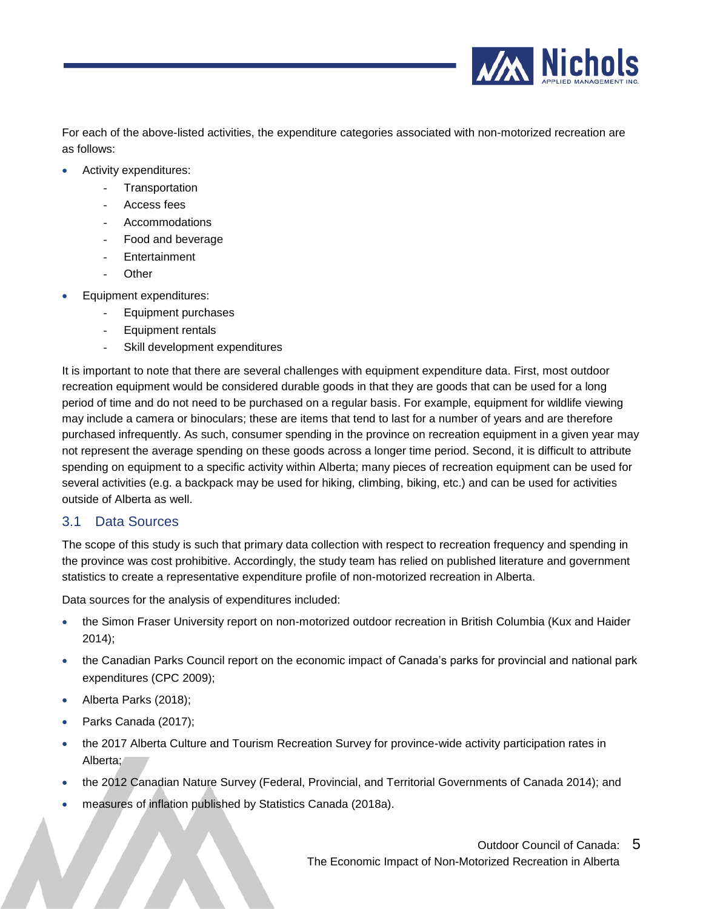For each of the above-listed activities, the expenditure categories associated with non-motorized recreation are as follows:

- Activity expenditures:
  - Transportation
  - Access fees
  - Accommodations
  - Food and beverage
  - Entertainment
  - Other
- Equipment expenditures:
  - Equipment purchases
  - Equipment rentals
  - Skill development expenditures

It is important to note that there are several challenges with equipment expenditure data. First, most outdoor recreation equipment would be considered durable goods in that they are goods that can be used for a long period of time and do not need to be purchased on a regular basis. For example, equipment for wildlife viewing may include a camera or binoculars; these are items that tend to last for a number of years and are therefore purchased infrequently. As such, consumer spending in the province on recreation equipment in a given year may not represent the average spending on these goods across a longer time period. Second, it is difficult to attribute spending on equipment to a specific activity within Alberta; many pieces of recreation equipment can be used for several activities (e.g. a backpack may be used for hiking, climbing, biking, etc.) and can be used for activities outside of Alberta as well.

## 3.1 Data Sources

The scope of this study is such that primary data collection with respect to recreation frequency and spending in the province was cost prohibitive. Accordingly, the study team has relied on published literature and government statistics to create a representative expenditure profile of non-motorized recreation in Alberta.

Data sources for the analysis of expenditures included:

- the Simon Fraser University report on non-motorized outdoor recreation in British Columbia (Kux and Haider 2014);
- the Canadian Parks Council report on the economic impact of Canada's parks for provincial and national park expenditures (CPC 2009);
- Alberta Parks (2018);
- Parks Canada (2017);
- the 2017 Alberta Culture and Tourism Recreation Survey for province-wide activity participation rates in Alberta;
- the 2012 Canadian Nature Survey (Federal, Provincial, and Territorial Governments of Canada 2014); and
- measures of inflation published by Statistics Canada (2018a).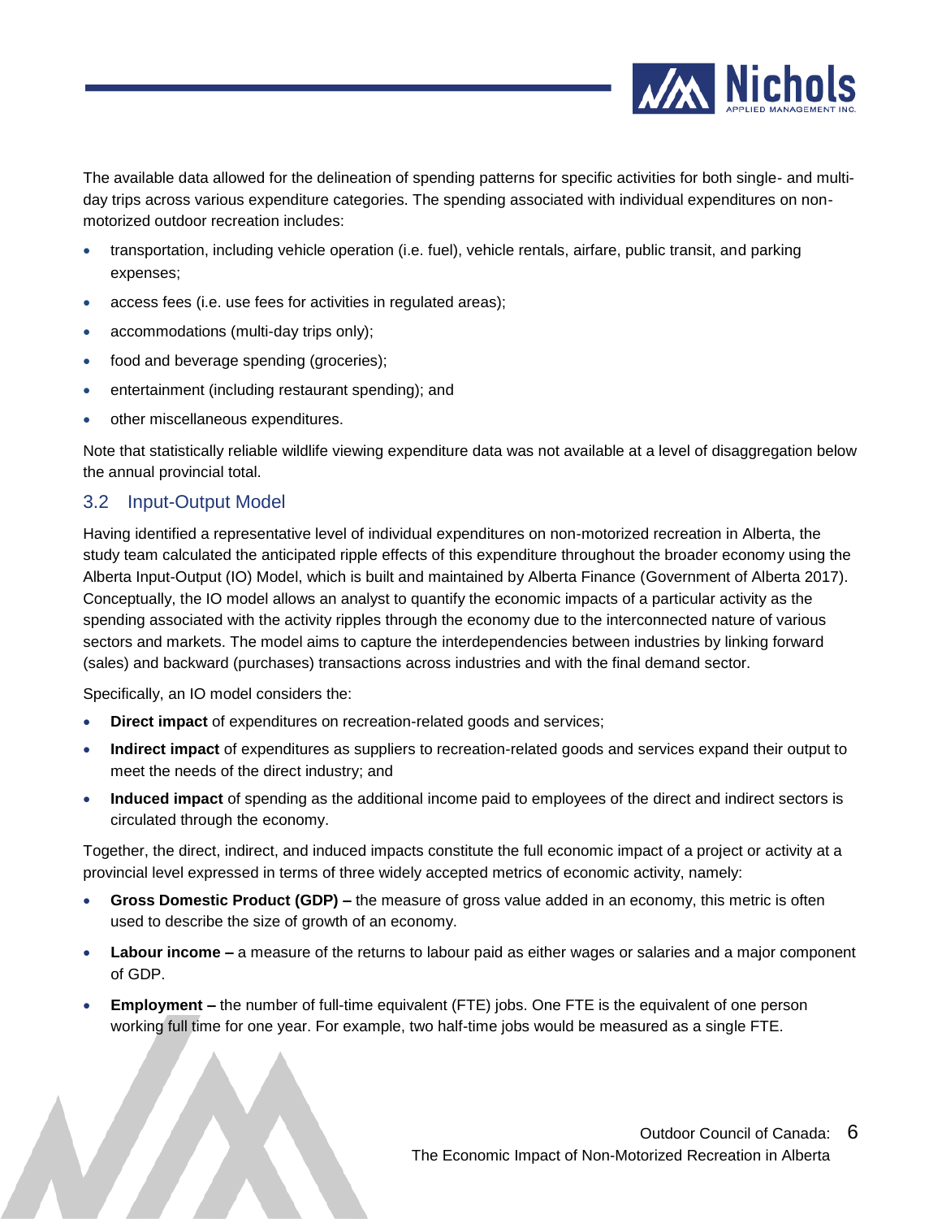The available data allowed for the delineation of spending patterns for specific activities for both single- and multi-day trips across various expenditure categories. The spending associated with individual expenditures on non-motorized outdoor recreation includes:

- transportation, including vehicle operation (i.e. fuel), vehicle rentals, airfare, public transit, and parking expenses;
- access fees (i.e. use fees for activities in regulated areas);
- accommodations (multi-day trips only);
- food and beverage spending (groceries);
- entertainment (including restaurant spending); and
- other miscellaneous expenditures.

Note that statistically reliable wildlife viewing expenditure data was not available at a level of disaggregation below the annual provincial total.

## 3.2 Input-Output Model

Having identified a representative level of individual expenditures on non-motorized recreation in Alberta, the study team calculated the anticipated ripple effects of this expenditure throughout the broader economy using the Alberta Input-Output (IO) Model, which is built and maintained by Alberta Finance (Government of Alberta 2017). Conceptually, the IO model allows an analyst to quantify the economic impacts of a particular activity as the spending associated with the activity ripples through the economy due to the interconnected nature of various sectors and markets. The model aims to capture the interdependencies between industries by linking forward (sales) and backward (purchases) transactions across industries and with the final demand sector.

Specifically, an IO model considers the:

- **Direct impact** of expenditures on recreation-related goods and services;
- **Indirect impact** of expenditures as suppliers to recreation-related goods and services expand their output to meet the needs of the direct industry; and
- **Induced impact** of spending as the additional income paid to employees of the direct and indirect sectors is circulated through the economy.

Together, the direct, indirect, and induced impacts constitute the full economic impact of a project or activity at a provincial level expressed in terms of three widely accepted metrics of economic activity, namely:

- **Gross Domestic Product (GDP) –** the measure of gross value added in an economy, this metric is often used to describe the size of growth of an economy.
- **Labour income –** a measure of the returns to labour paid as either wages or salaries and a major component of GDP.
- **Employment –** the number of full-time equivalent (FTE) jobs. One FTE is the equivalent of one person working full time for one year. For example, two half-time jobs would be measured as a single FTE.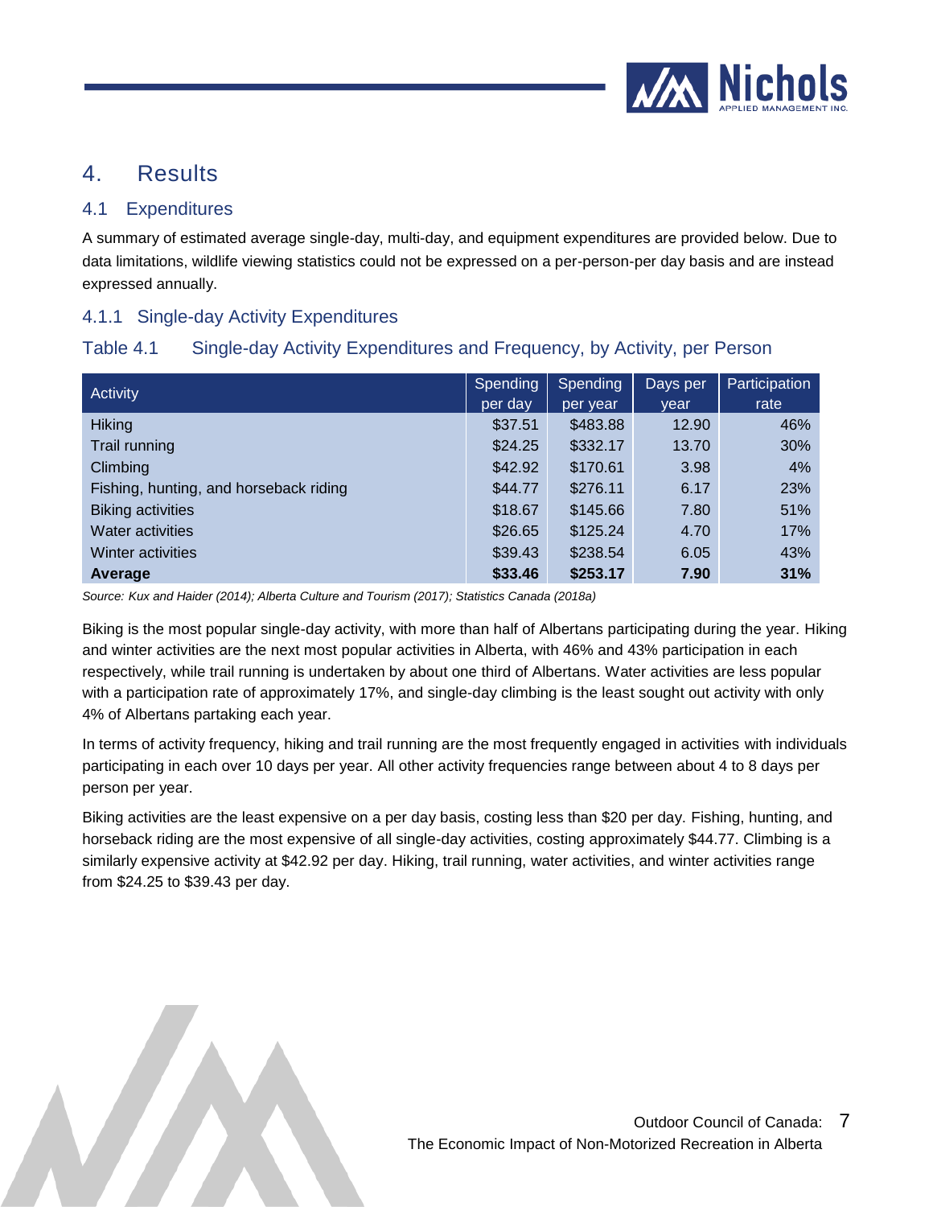# 4. Results

## 4.1 Expenditures

A summary of estimated average single-day, multi-day, and equipment expenditures are provided below. Due to data limitations, wildlife viewing statistics could not be expressed on a per-person-per day basis and are instead expressed annually.

### 4.1.1 Single-day Activity Expenditures

Table 4.1 Single-day Activity Expenditures and Frequency, by Activity, per Person

| Activity | Spending per day | Spending per year | Days per year | Participation rate |
|---|---|---|---|---|
| Hiking | $37.51 | $483.88 | 12.90 | 46% |
| Trail running | $24.25 | $332.17 | 13.70 | 30% |
| Climbing | $42.92 | $170.61 | 3.98 | 4% |
| Fishing, hunting, and horseback riding | $44.77 | $276.11 | 6.17 | 23% |
| Biking activities | $18.67 | $145.66 | 7.80 | 51% |
| Water activities | $26.65 | $125.24 | 4.70 | 17% |
| Winter activities | $39.43 | $238.54 | 6.05 | 43% |
| **Average** | **$33.46** | **$253.17** | **7.90** | **31%** |

*Source: Kux and Haider (2014); Alberta Culture and Tourism (2017); Statistics Canada (2018a)*

Biking is the most popular single-day activity, with more than half of Albertans participating during the year. Hiking and winter activities are the next most popular activities in Alberta, with 46% and 43% participation in each respectively, while trail running is undertaken by about one third of Albertans. Water activities are less popular with a participation rate of approximately 17%, and single-day climbing is the least sought out activity with only 4% of Albertans partaking each year.

In terms of activity frequency, hiking and trail running are the most frequently engaged in activities with individuals participating in each over 10 days per year. All other activity frequencies range between about 4 to 8 days per person per year.

Biking activities are the least expensive on a per day basis, costing less than $20 per day. Fishing, hunting, and horseback riding are the most expensive of all single-day activities, costing approximately $44.77. Climbing is a similarly expensive activity at $42.92 per day. Hiking, trail running, water activities, and winter activities range from $24.25 to $39.43 per day.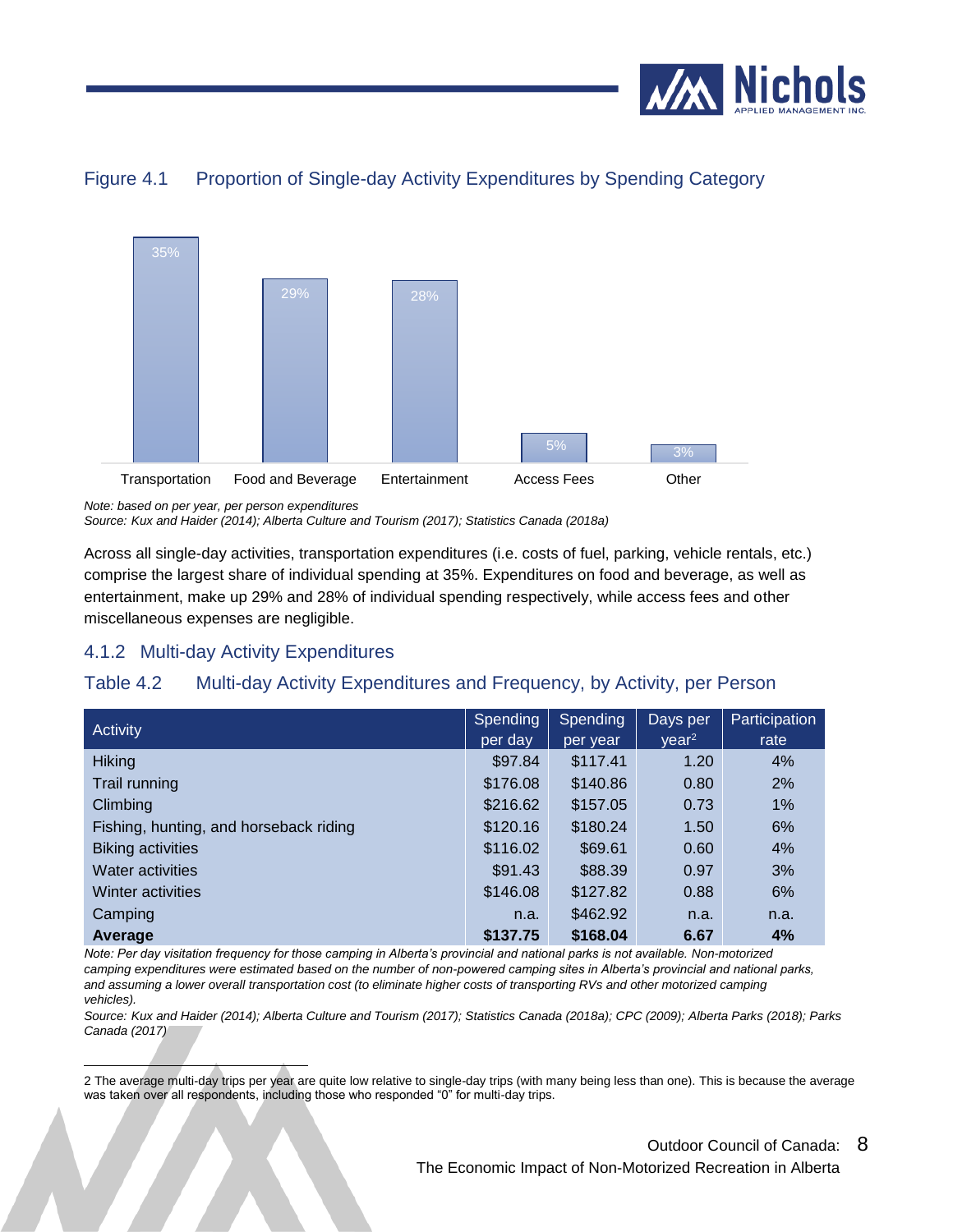Figure 4.1 Proportion of Single-day Activity Expenditures by Spending Category

| Category | Proportion |
|---|---|
| Transportation | 35% |
| Food and Beverage | 29% |
| Entertainment | 28% |
| Access Fees | 5% |
| Other | 3% |

*Note: based on per year, per person expenditures*
*Source: Kux and Haider (2014); Alberta Culture and Tourism (2017); Statistics Canada (2018a)*

Across all single-day activities, transportation expenditures (i.e. costs of fuel, parking, vehicle rentals, etc.) comprise the largest share of individual spending at 35%. Expenditures on food and beverage, as well as entertainment, make up 29% and 28% of individual spending respectively, while access fees and other miscellaneous expenses are negligible.

### 4.1.2 Multi-day Activity Expenditures

Table 4.2 Multi-day Activity Expenditures and Frequency, by Activity, per Person

| Activity | Spending per day | Spending per year | Days per year[2] | Participation rate |
|---|---|---|---|---|
| Hiking | $97.84 | $117.41 | 1.20 | 4% |
| Trail running | $176.08 | $140.86 | 0.80 | 2% |
| Climbing | $216.62 | $157.05 | 0.73 | 1% |
| Fishing, hunting, and horseback riding | $120.16 | $180.24 | 1.50 | 6% |
| Biking activities | $116.02 | $69.61 | 0.60 | 4% |
| Water activities | $91.43 | $88.39 | 0.97 | 3% |
| Winter activities | $146.08 | $127.82 | 0.88 | 6% |
| Camping | n.a. | $462.92 | n.a. | n.a. |
| **Average** | **$137.75** | **$168.04** | **6.67** | **4%** |

*Note: Per day visitation frequency for those camping in Alberta's provincial and national parks is not available. Non-motorized camping expenditures were estimated based on the number of non-powered camping sites in Alberta's provincial and national parks, and assuming a lower overall transportation cost (to eliminate higher costs of transporting RVs and other motorized camping vehicles).*
*Source: Kux and Haider (2014); Alberta Culture and Tourism (2017); Statistics Canada (2018a); CPC (2009); Alberta Parks (2018); Parks Canada (2017)*

2 The average multi-day trips per year are quite low relative to single-day trips (with many being less than one). This is because the average was taken over all respondents, including those who responded "0" for multi-day trips.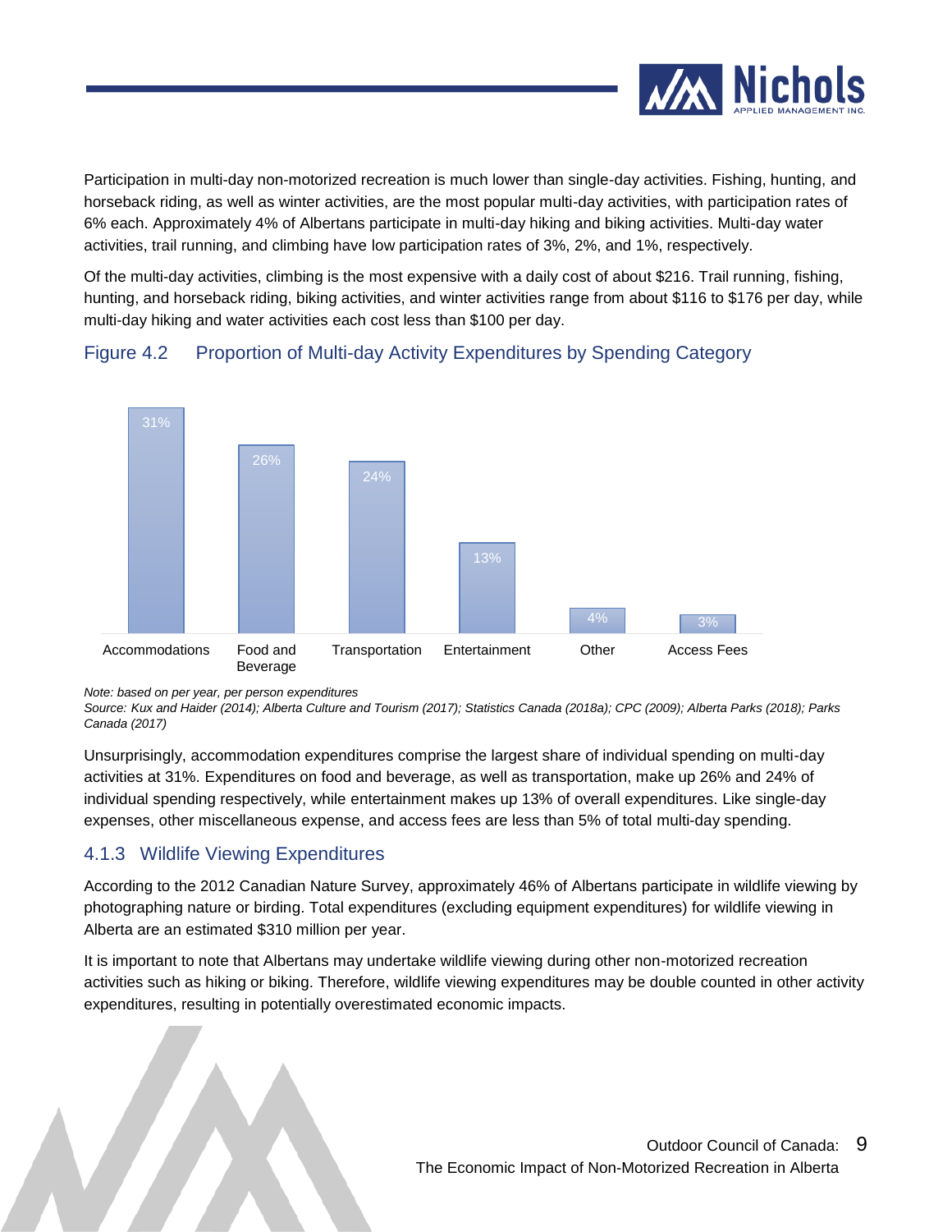Participation in multi-day non-motorized recreation is much lower than single-day activities. Fishing, hunting, and horseback riding, as well as winter activities, are the most popular multi-day activities, with participation rates of 6% each. Approximately 4% of Albertans participate in multi-day hiking and biking activities. Multi-day water activities, trail running, and climbing have low participation rates of 3%, 2%, and 1%, respectively.

Of the multi-day activities, climbing is the most expensive with a daily cost of about $216. Trail running, fishing, hunting, and horseback riding, biking activities, and winter activities range from about $116 to $176 per day, while multi-day hiking and water activities each cost less than $100 per day.

### Figure 4.2 Proportion of Multi-day Activity Expenditures by Spending Category

| Spending Category | Proportion |
| --- | --- |
| Accommodations | 31% |
| Food and Beverage | 26% |
| Transportation | 24% |
| Entertainment | 13% |
| Other | 4% |
| Access Fees | 3% |

*Note: based on per year, per person expenditures*
*Source: Kux and Haider (2014); Alberta Culture and Tourism (2017); Statistics Canada (2018a); CPC (2009); Alberta Parks (2018); Parks Canada (2017)*

Unsurprisingly, accommodation expenditures comprise the largest share of individual spending on multi-day activities at 31%. Expenditures on food and beverage, as well as transportation, make up 26% and 24% of individual spending respectively, while entertainment makes up 13% of overall expenditures. Like single-day expenses, other miscellaneous expense, and access fees are less than 5% of total multi-day spending.

### 4.1.3 Wildlife Viewing Expenditures

According to the 2012 Canadian Nature Survey, approximately 46% of Albertans participate in wildlife viewing by photographing nature or birding. Total expenditures (excluding equipment expenditures) for wildlife viewing in Alberta are an estimated $310 million per year.

It is important to note that Albertans may undertake wildlife viewing during other non-motorized recreation activities such as hiking or biking. Therefore, wildlife viewing expenditures may be double counted in other activity expenditures, resulting in potentially overestimated economic impacts.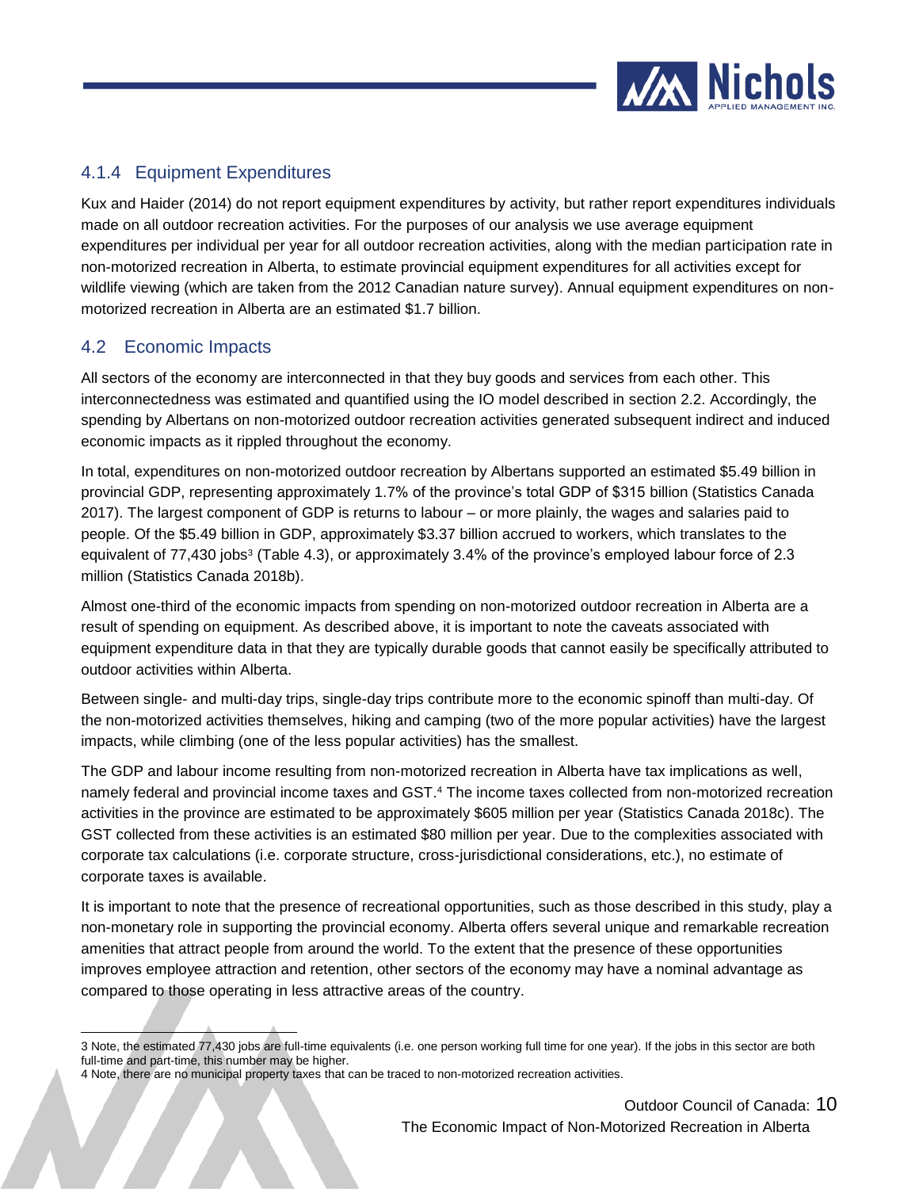### 4.1.4 Equipment Expenditures

Kux and Haider (2014) do not report equipment expenditures by activity, but rather report expenditures individuals made on all outdoor recreation activities. For the purposes of our analysis we use average equipment expenditures per individual per year for all outdoor recreation activities, along with the median participation rate in non-motorized recreation in Alberta, to estimate provincial equipment expenditures for all activities except for wildlife viewing (which are taken from the 2012 Canadian nature survey). Annual equipment expenditures on non-motorized recreation in Alberta are an estimated $1.7 billion.

## 4.2 Economic Impacts

All sectors of the economy are interconnected in that they buy goods and services from each other. This interconnectedness was estimated and quantified using the IO model described in section 2.2. Accordingly, the spending by Albertans on non-motorized outdoor recreation activities generated subsequent indirect and induced economic impacts as it rippled throughout the economy.

In total, expenditures on non-motorized outdoor recreation by Albertans supported an estimated $5.49 billion in provincial GDP, representing approximately 1.7% of the province's total GDP of $315 billion (Statistics Canada 2017). The largest component of GDP is returns to labour – or more plainly, the wages and salaries paid to people. Of the $5.49 billion in GDP, approximately $3.37 billion accrued to workers, which translates to the equivalent of 77,430 jobs[3] (Table 4.3), or approximately 3.4% of the province's employed labour force of 2.3 million (Statistics Canada 2018b).

Almost one-third of the economic impacts from spending on non-motorized outdoor recreation in Alberta are a result of spending on equipment. As described above, it is important to note the caveats associated with equipment expenditure data in that they are typically durable goods that cannot easily be specifically attributed to outdoor activities within Alberta.

Between single- and multi-day trips, single-day trips contribute more to the economic spinoff than multi-day. Of the non-motorized activities themselves, hiking and camping (two of the more popular activities) have the largest impacts, while climbing (one of the less popular activities) has the smallest.

The GDP and labour income resulting from non-motorized recreation in Alberta have tax implications as well, namely federal and provincial income taxes and GST.[4] The income taxes collected from non-motorized recreation activities in the province are estimated to be approximately $605 million per year (Statistics Canada 2018c). The GST collected from these activities is an estimated $80 million per year. Due to the complexities associated with corporate tax calculations (i.e. corporate structure, cross-jurisdictional considerations, etc.), no estimate of corporate taxes is available.

It is important to note that the presence of recreational opportunities, such as those described in this study, play a non-monetary role in supporting the provincial economy. Alberta offers several unique and remarkable recreation amenities that attract people from around the world. To the extent that the presence of these opportunities improves employee attraction and retention, other sectors of the economy may have a nominal advantage as compared to those operating in less attractive areas of the country.

---

3 Note, the estimated 77,430 jobs are full-time equivalents (i.e. one person working full time for one year). If the jobs in this sector are both full-time and part-time, this number may be higher.

4 Note, there are no municipal property taxes that can be traced to non-motorized recreation activities.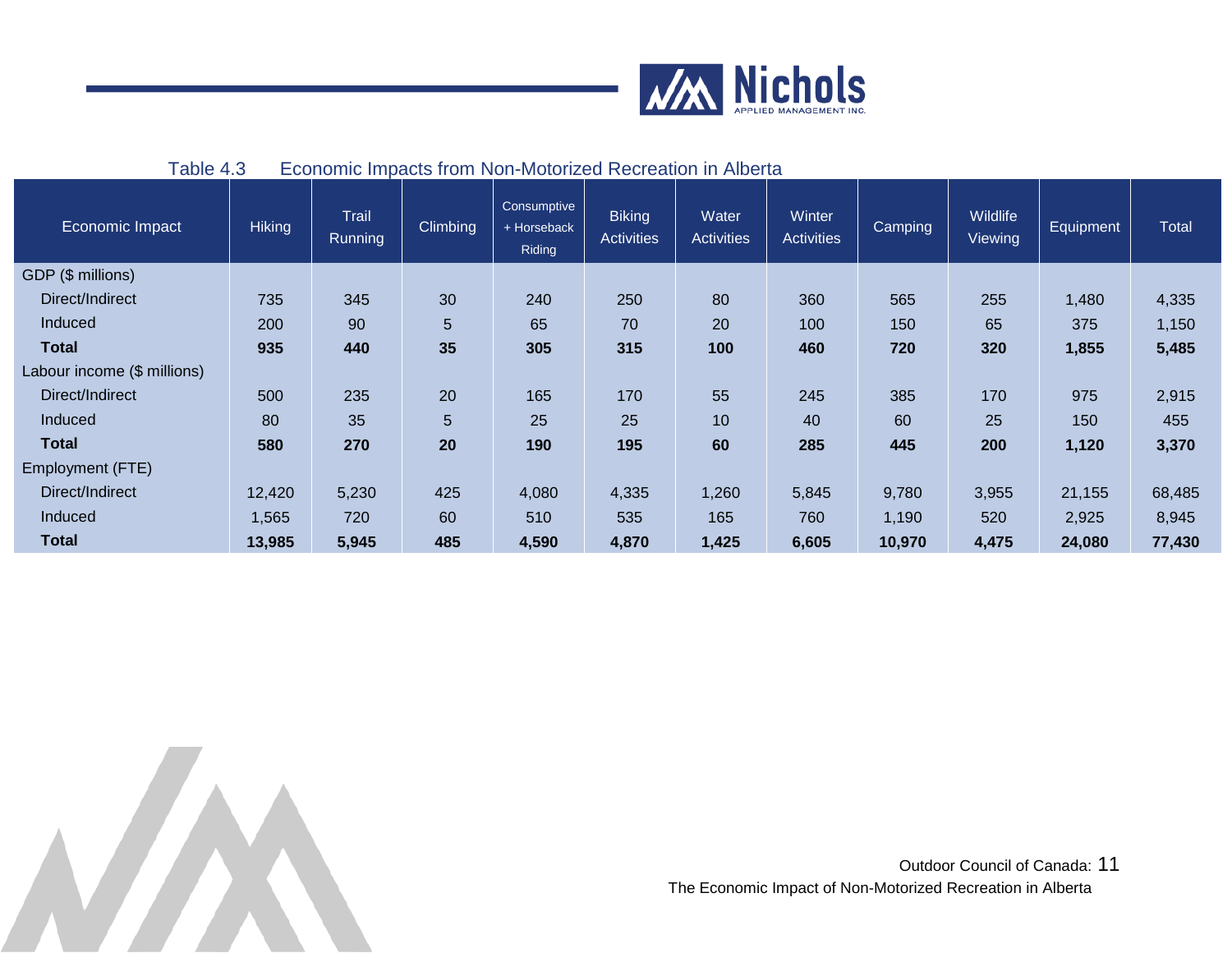Table 4.3 Economic Impacts from Non-Motorized Recreation in Alberta

| Economic Impact | Hiking | Trail Running | Climbing | Consumptive + Horseback Riding | Biking Activities | Water Activities | Winter Activities | Camping | Wildlife Viewing | Equipment | Total |
|---|---|---|---|---|---|---|---|---|---|---|---|
| GDP ($ millions) | | | | | | | | | | | |
| Direct/Indirect | 735 | 345 | 30 | 240 | 250 | 80 | 360 | 565 | 255 | 1,480 | 4,335 |
| Induced | 200 | 90 | 5 | 65 | 70 | 20 | 100 | 150 | 65 | 375 | 1,150 |
| **Total** | **935** | **440** | **35** | **305** | **315** | **100** | **460** | **720** | **320** | **1,855** | **5,485** |
| Labour income ($ millions) | | | | | | | | | | | |
| Direct/Indirect | 500 | 235 | 20 | 165 | 170 | 55 | 245 | 385 | 170 | 975 | 2,915 |
| Induced | 80 | 35 | 5 | 25 | 25 | 10 | 40 | 60 | 25 | 150 | 455 |
| **Total** | **580** | **270** | **20** | **190** | **195** | **60** | **285** | **445** | **200** | **1,120** | **3,370** |
| Employment (FTE) | | | | | | | | | | | |
| Direct/Indirect | 12,420 | 5,230 | 425 | 4,080 | 4,335 | 1,260 | 5,845 | 9,780 | 3,955 | 21,155 | 68,485 |
| Induced | 1,565 | 720 | 60 | 510 | 535 | 165 | 760 | 1,190 | 520 | 2,925 | 8,945 |
| **Total** | **13,985** | **5,945** | **485** | **4,590** | **4,870** | **1,425** | **6,605** | **10,970** | **4,475** | **24,080** | **77,430** |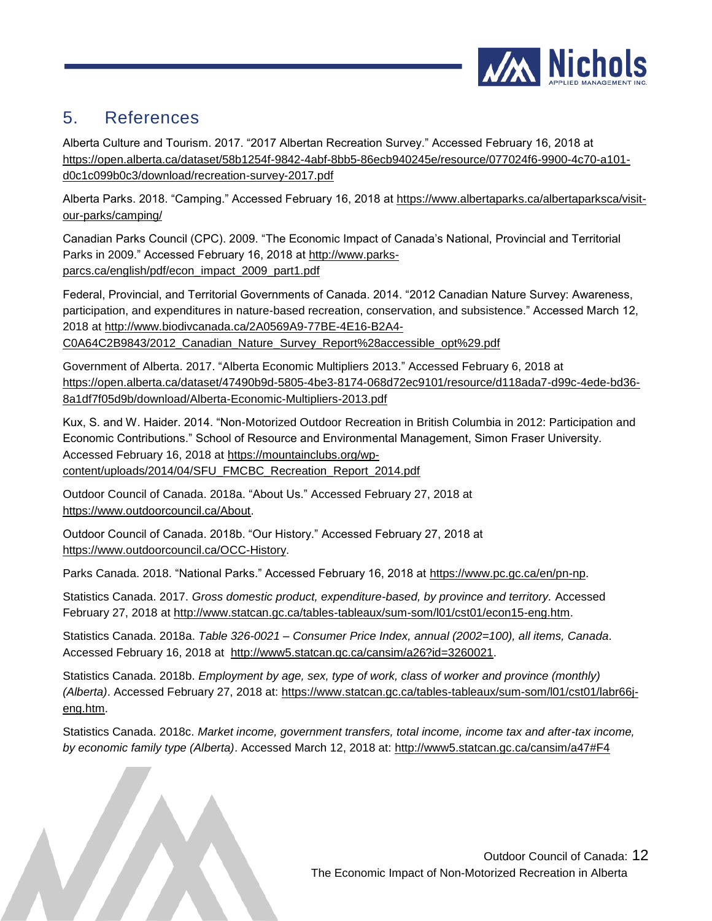## 5. References

Alberta Culture and Tourism. 2017. "2017 Albertan Recreation Survey." Accessed February 16, 2018 at https://open.alberta.ca/dataset/58b1254f-9842-4abf-8bb5-86ecb940245e/resource/077024f6-9900-4c70-a101-d0c1c099b0c3/download/recreation-survey-2017.pdf

Alberta Parks. 2018. "Camping." Accessed February 16, 2018 at https://www.albertaparks.ca/albertaparksca/visit-our-parks/camping/

Canadian Parks Council (CPC). 2009. "The Economic Impact of Canada's National, Provincial and Territorial Parks in 2009." Accessed February 16, 2018 at http://www.parks-parcs.ca/english/pdf/econ_impact_2009_part1.pdf

Federal, Provincial, and Territorial Governments of Canada. 2014. "2012 Canadian Nature Survey: Awareness, participation, and expenditures in nature-based recreation, conservation, and subsistence." Accessed March 12, 2018 at http://www.biodivcanada.ca/2A0569A9-77BE-4E16-B2A4-C0A64C2B9843/2012_Canadian_Nature_Survey_Report%28accessible_opt%29.pdf

Government of Alberta. 2017. "Alberta Economic Multipliers 2013." Accessed February 6, 2018 at https://open.alberta.ca/dataset/47490b9d-5805-4be3-8174-068d72ec9101/resource/d118ada7-d99c-4ede-bd36-8a1df7f05d9b/download/Alberta-Economic-Multipliers-2013.pdf

Kux, S. and W. Haider. 2014. "Non-Motorized Outdoor Recreation in British Columbia in 2012: Participation and Economic Contributions." School of Resource and Environmental Management, Simon Fraser University. Accessed February 16, 2018 at https://mountainclubs.org/wp-content/uploads/2014/04/SFU_FMCBC_Recreation_Report_2014.pdf

Outdoor Council of Canada. 2018a. "About Us." Accessed February 27, 2018 at https://www.outdoorcouncil.ca/About.

Outdoor Council of Canada. 2018b. "Our History." Accessed February 27, 2018 at https://www.outdoorcouncil.ca/OCC-History.

Parks Canada. 2018. "National Parks." Accessed February 16, 2018 at https://www.pc.gc.ca/en/pn-np.

Statistics Canada. 2017. *Gross domestic product, expenditure-based, by province and territory.* Accessed February 27, 2018 at http://www.statcan.gc.ca/tables-tableaux/sum-som/l01/cst01/econ15-eng.htm.

Statistics Canada. 2018a. *Table 326-0021 – Consumer Price Index, annual (2002=100), all items, Canada*. Accessed February 16, 2018 at http://www5.statcan.gc.ca/cansim/a26?id=3260021.

Statistics Canada. 2018b. *Employment by age, sex, type of work, class of worker and province (monthly) (Alberta)*. Accessed February 27, 2018 at: https://www.statcan.gc.ca/tables-tableaux/sum-som/l01/cst01/labr66j-eng.htm.

Statistics Canada. 2018c. *Market income, government transfers, total income, income tax and after-tax income, by economic family type (Alberta)*. Accessed March 12, 2018 at: http://www5.statcan.gc.ca/cansim/a47#F4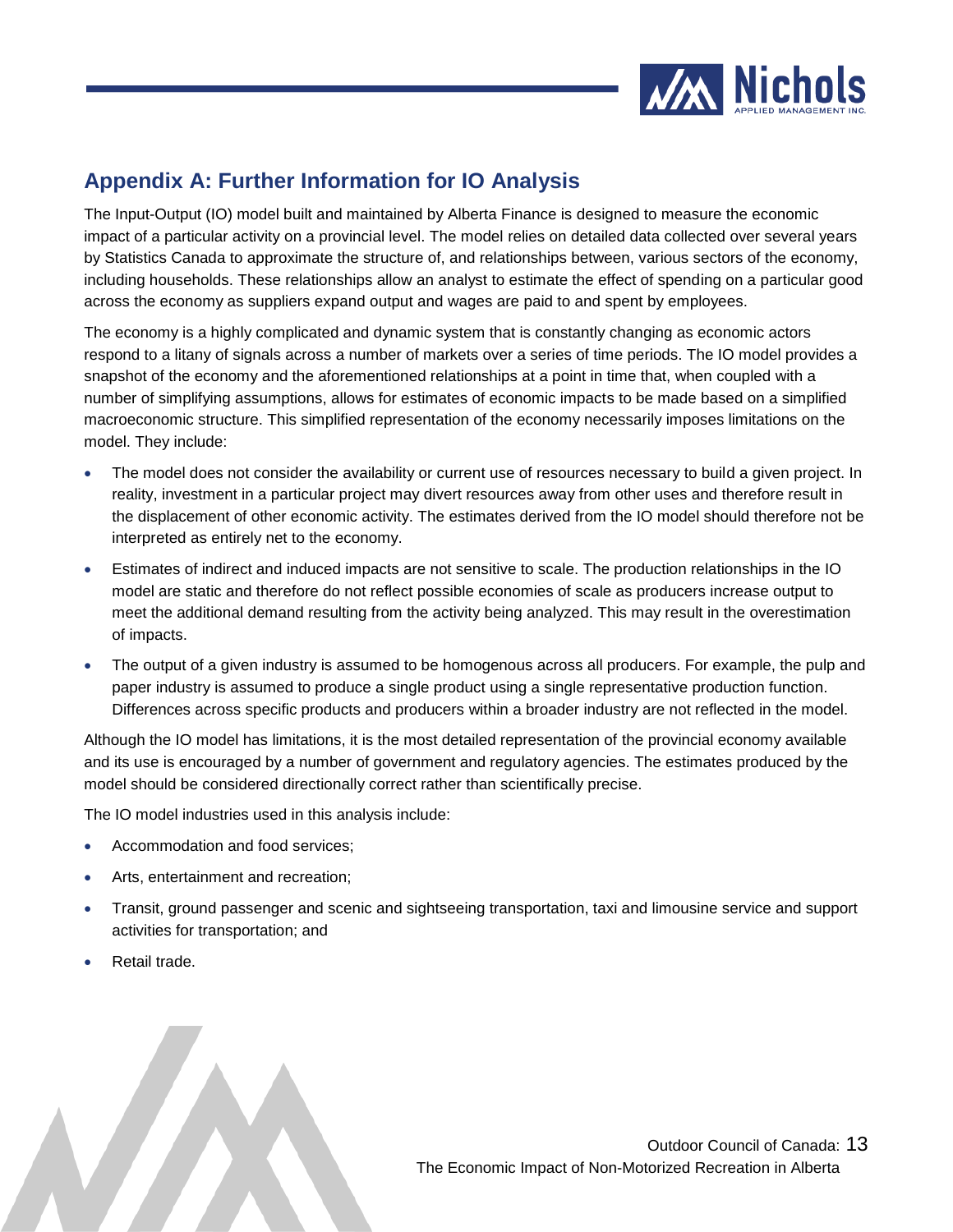## Appendix A: Further Information for IO Analysis

The Input-Output (IO) model built and maintained by Alberta Finance is designed to measure the economic impact of a particular activity on a provincial level. The model relies on detailed data collected over several years by Statistics Canada to approximate the structure of, and relationships between, various sectors of the economy, including households. These relationships allow an analyst to estimate the effect of spending on a particular good across the economy as suppliers expand output and wages are paid to and spent by employees.

The economy is a highly complicated and dynamic system that is constantly changing as economic actors respond to a litany of signals across a number of markets over a series of time periods. The IO model provides a snapshot of the economy and the aforementioned relationships at a point in time that, when coupled with a number of simplifying assumptions, allows for estimates of economic impacts to be made based on a simplified macroeconomic structure. This simplified representation of the economy necessarily imposes limitations on the model. They include:

- The model does not consider the availability or current use of resources necessary to build a given project. In reality, investment in a particular project may divert resources away from other uses and therefore result in the displacement of other economic activity. The estimates derived from the IO model should therefore not be interpreted as entirely net to the economy.
- Estimates of indirect and induced impacts are not sensitive to scale. The production relationships in the IO model are static and therefore do not reflect possible economies of scale as producers increase output to meet the additional demand resulting from the activity being analyzed. This may result in the overestimation of impacts.
- The output of a given industry is assumed to be homogenous across all producers. For example, the pulp and paper industry is assumed to produce a single product using a single representative production function. Differences across specific products and producers within a broader industry are not reflected in the model.

Although the IO model has limitations, it is the most detailed representation of the provincial economy available and its use is encouraged by a number of government and regulatory agencies. The estimates produced by the model should be considered directionally correct rather than scientifically precise.

The IO model industries used in this analysis include:

- Accommodation and food services;
- Arts, entertainment and recreation;
- Transit, ground passenger and scenic and sightseeing transportation, taxi and limousine service and support activities for transportation; and
- Retail trade.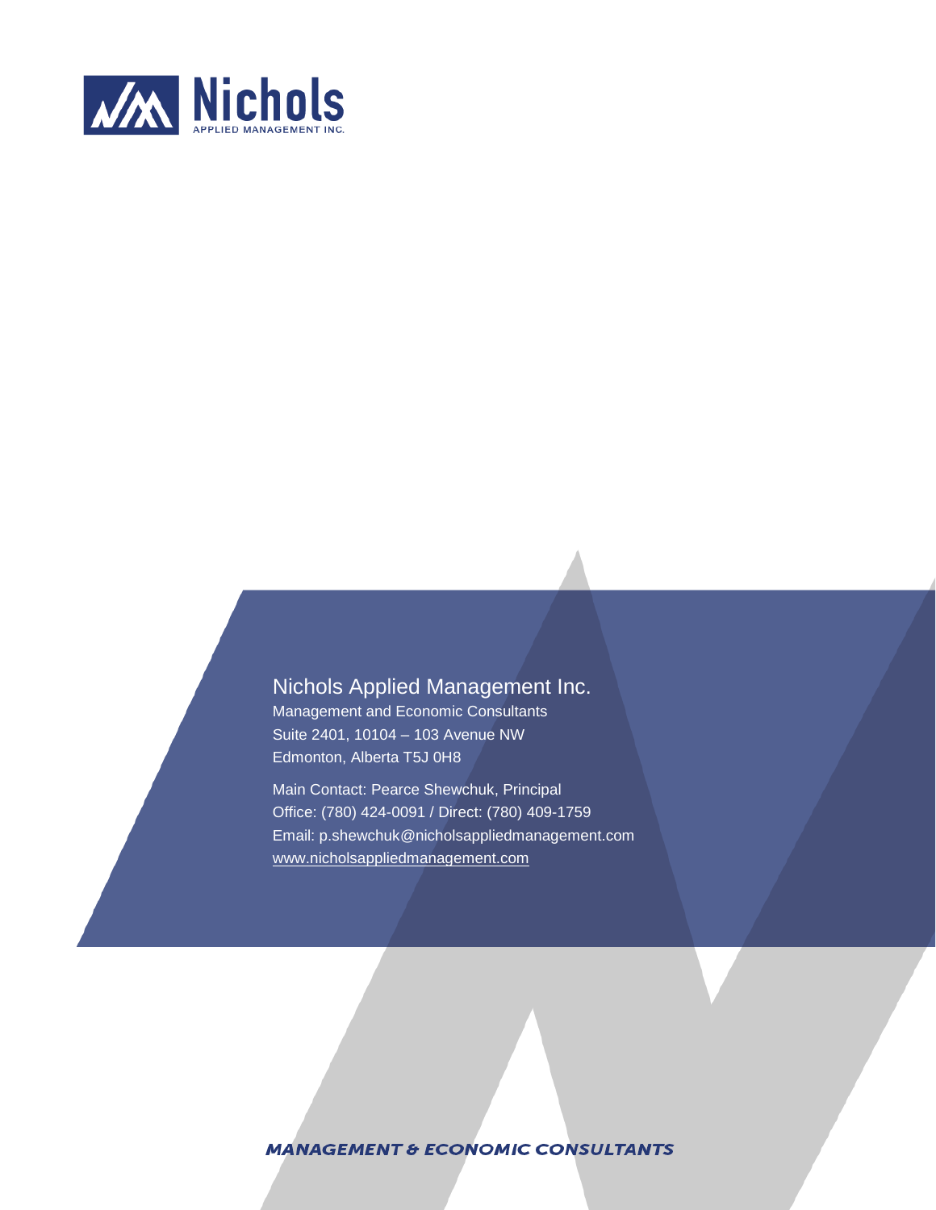Nichols

APPLIED MANAGEMENT INC.

Nichols Applied Management Inc.

Management and Economic Consultants
Suite 2401, 10104 – 103 Avenue NW
Edmonton, Alberta T5J 0H8

Main Contact: Pearce Shewchuk, Principal
Office: (780) 424-0091 / Direct: (780) 409-1759
Email: p.shewchuk@nicholsappliedmanagement.com
www.nicholsappliedmanagement.com

***MANAGEMENT & ECONOMIC CONSULTANTS***